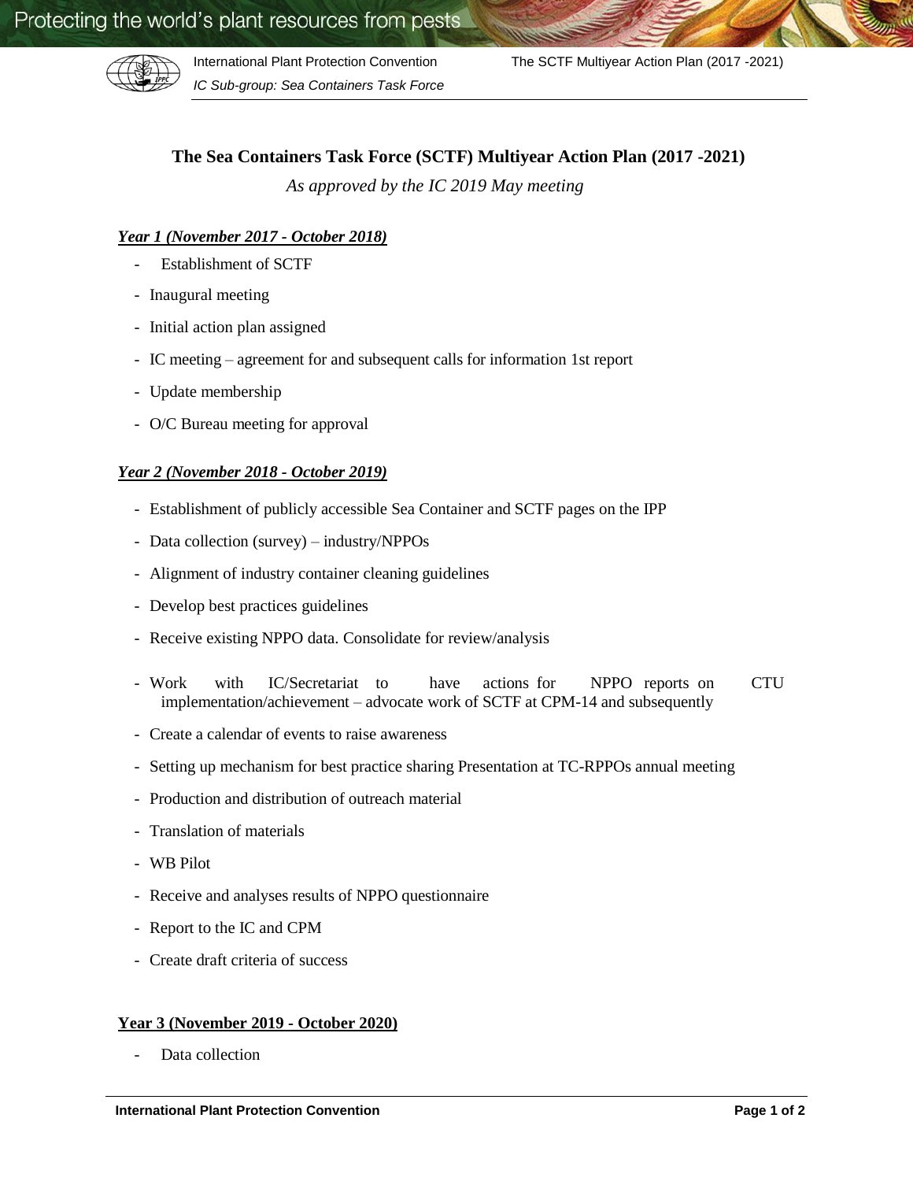# The Sea Containers Task Force (SCTF) Multiyear Action Plan (2017 -2021)

*As approved by the IC 2019 May meeting*

***Year 1 (November 2017 - October 2018)***

- Establishment of SCTF
- Inaugural meeting
- Initial action plan assigned
- IC meeting – agreement for and subsequent calls for information 1st report
- Update membership
- O/C Bureau meeting for approval

***Year 2 (November 2018 - October 2019)***

- Establishment of publicly accessible Sea Container and SCTF pages on the IPP
- Data collection (survey) – industry/NPPOs
- Alignment of industry container cleaning guidelines
- Develop best practices guidelines
- Receive existing NPPO data. Consolidate for review/analysis
- Work with IC/Secretariat to have actions for NPPO reports on CTU implementation/achievement – advocate work of SCTF at CPM-14 and subsequently
- Create a calendar of events to raise awareness
- Setting up mechanism for best practice sharing Presentation at TC-RPPOs annual meeting
- Production and distribution of outreach material
- Translation of materials
- WB Pilot
- Receive and analyses results of NPPO questionnaire
- Report to the IC and CPM
- Create draft criteria of success

**Year 3 (November 2019 - October 2020)**

- Data collection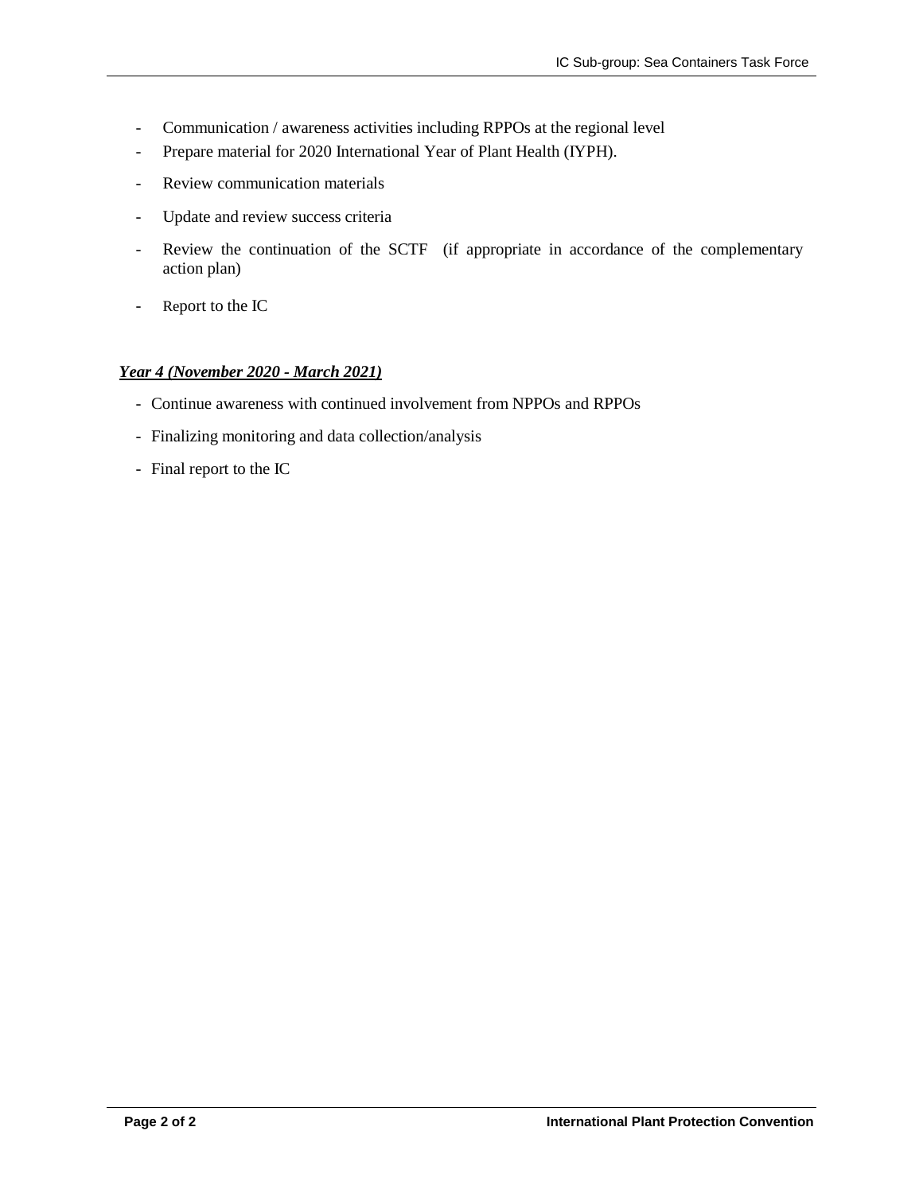- Communication / awareness activities including RPPOs at the regional level
- Prepare material for 2020 International Year of Plant Health (IYPH).
- Review communication materials
- Update and review success criteria
- Review the continuation of the SCTF (if appropriate in accordance of the complementary action plan)
- Report to the IC

***Year 4 (November 2020 - March 2021)***

- Continue awareness with continued involvement from NPPOs and RPPOs
- Finalizing monitoring and data collection/analysis
- Final report to the IC